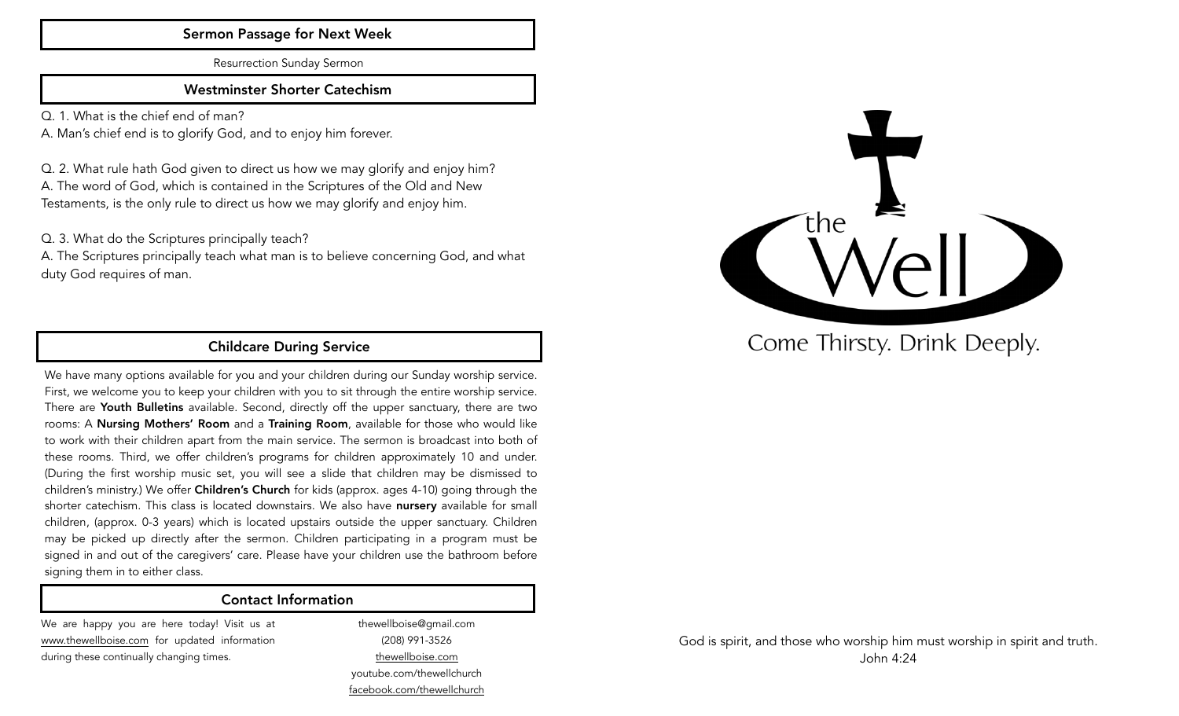## Sermon Passage for Next Week

Resurrection Sunday Sermon

## Westminster Shorter Catechism

Q. 1. What is the chief end of man?
A. Man's chief end is to glorify God, and to enjoy him forever.

Q. 2. What rule hath God given to direct us how we may glorify and enjoy him?
A. The word of God, which is contained in the Scriptures of the Old and New Testaments, is the only rule to direct us how we may glorify and enjoy him.

Q. 3. What do the Scriptures principally teach?
A. The Scriptures principally teach what man is to believe concerning God, and what duty God requires of man.

## Childcare During Service

We have many options available for you and your children during our Sunday worship service. First, we welcome you to keep your children with you to sit through the entire worship service. There are **Youth Bulletins** available. Second, directly off the upper sanctuary, there are two rooms: A **Nursing Mothers' Room** and a **Training Room**, available for those who would like to work with their children apart from the main service. The sermon is broadcast into both of these rooms. Third, we offer children's programs for children approximately 10 and under. (During the first worship music set, you will see a slide that children may be dismissed to children's ministry.) We offer **Children's Church** for kids (approx. ages 4-10) going through the shorter catechism. This class is located downstairs. We also have **nursery** available for small children, (approx. 0-3 years) which is located upstairs outside the upper sanctuary. Children may be picked up directly after the sermon. Children participating in a program must be signed in and out of the caregivers' care. Please have your children use the bathroom before signing them in to either class.

## Contact Information

We are happy you are here today! Visit us at www.thewellboise.com for updated information during these continually changing times.

thewellboise@gmail.com
(208) 991-3526
thewellboise.com
youtube.com/thewellchurch
facebook.com/thewellchurch

# the Well

Come Thirsty. Drink Deeply.

God is spirit, and those who worship him must worship in spirit and truth.
John 4:24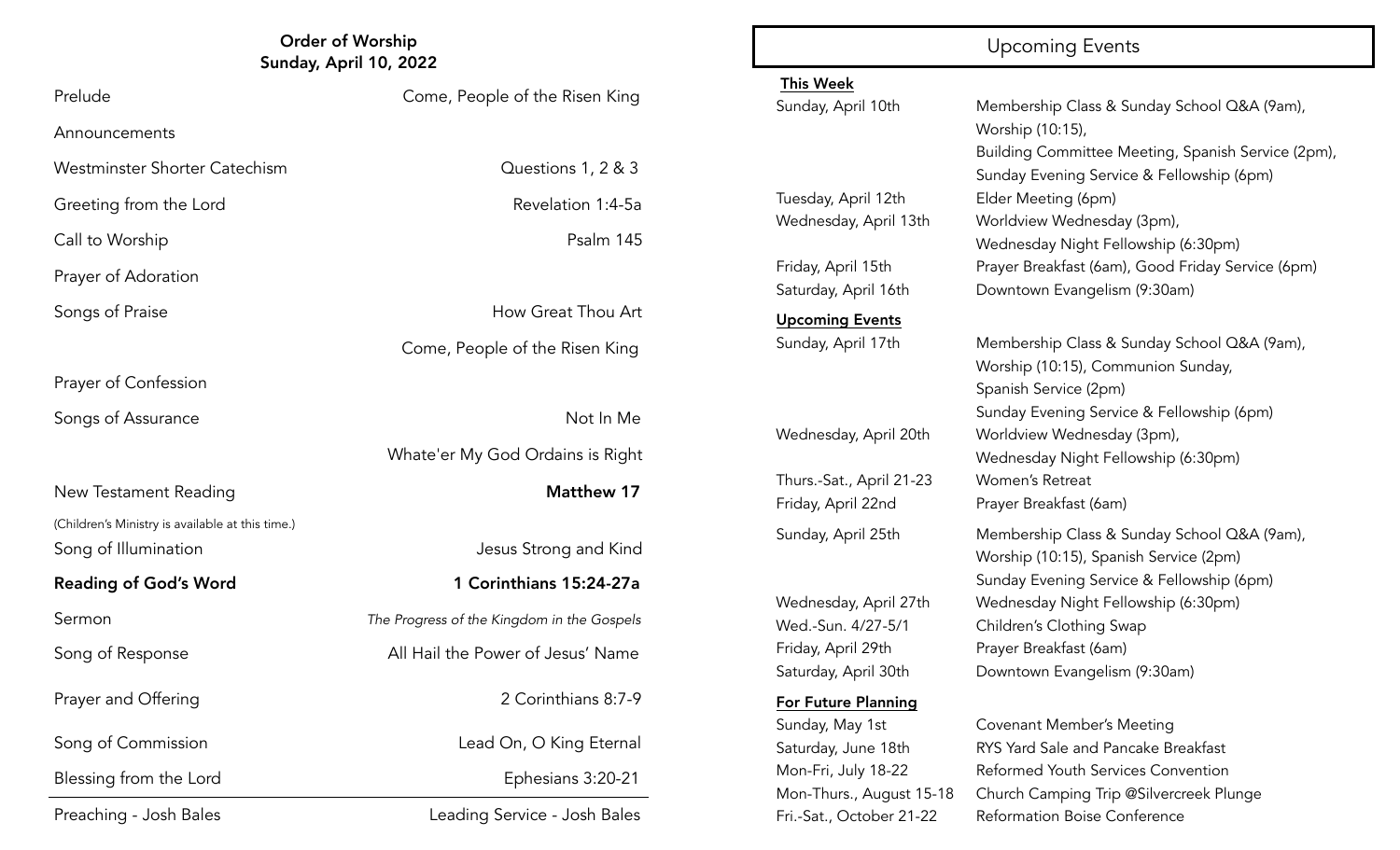## Order of Worship
### Sunday, April 10, 2022

| | |
|---|---|
| Prelude | Come, People of the Risen King |
| Announcements | |
| Westminster Shorter Catechism | Questions 1, 2 & 3 |
| Greeting from the Lord | Revelation 1:4-5a |
| Call to Worship | Psalm 145 |
| Prayer of Adoration | |
| Songs of Praise | How Great Thou Art |
| | Come, People of the Risen King |
| Prayer of Confession | |
| Songs of Assurance | Not In Me |
| | Whate'er My God Ordains is Right |
| New Testament Reading | **Matthew 17** |
| (Children's Ministry is available at this time.) | |
| Song of Illumination | Jesus Strong and Kind |
| **Reading of God's Word** | **1 Corinthians 15:24-27a** |
| Sermon | *The Progress of the Kingdom in the Gospels* |
| Song of Response | All Hail the Power of Jesus' Name |
| Prayer and Offering | 2 Corinthians 8:7-9 |
| Song of Commission | Lead On, O King Eternal |
| Blessing from the Lord | Ephesians 3:20-21 |

Preaching - Josh Bales | Leading Service - Josh Bales

## Upcoming Events

**This Week**

| | |
|---|---|
| Sunday, April 10th | Membership Class & Sunday School Q&A (9am), Worship (10:15), Building Committee Meeting, Spanish Service (2pm), Sunday Evening Service & Fellowship (6pm) |
| Tuesday, April 12th | Elder Meeting (6pm) |
| Wednesday, April 13th | Worldview Wednesday (3pm), Wednesday Night Fellowship (6:30pm) |
| Friday, April 15th | Prayer Breakfast (6am), Good Friday Service (6pm) |
| Saturday, April 16th | Downtown Evangelism (9:30am) |

**Upcoming Events**

| | |
|---|---|
| Sunday, April 17th | Membership Class & Sunday School Q&A (9am), Worship (10:15), Communion Sunday, Spanish Service (2pm) Sunday Evening Service & Fellowship (6pm) |
| Wednesday, April 20th | Worldview Wednesday (3pm), Wednesday Night Fellowship (6:30pm) |
| Thurs.-Sat., April 21-23 | Women's Retreat |
| Friday, April 22nd | Prayer Breakfast (6am) |
| Sunday, April 25th | Membership Class & Sunday School Q&A (9am), Worship (10:15), Spanish Service (2pm) Sunday Evening Service & Fellowship (6pm) |
| Wednesday, April 27th | Wednesday Night Fellowship (6:30pm) |
| Wed.-Sun. 4/27-5/1 | Children's Clothing Swap |
| Friday, April 29th | Prayer Breakfast (6am) |
| Saturday, April 30th | Downtown Evangelism (9:30am) |

**For Future Planning**

| | |
|---|---|
| Sunday, May 1st | Covenant Member's Meeting |
| Saturday, June 18th | RYS Yard Sale and Pancake Breakfast |
| Mon-Fri, July 18-22 | Reformed Youth Services Convention |
| Mon-Thurs., August 15-18 | Church Camping Trip @Silvercreek Plunge |
| Fri.-Sat., October 21-22 | Reformation Boise Conference |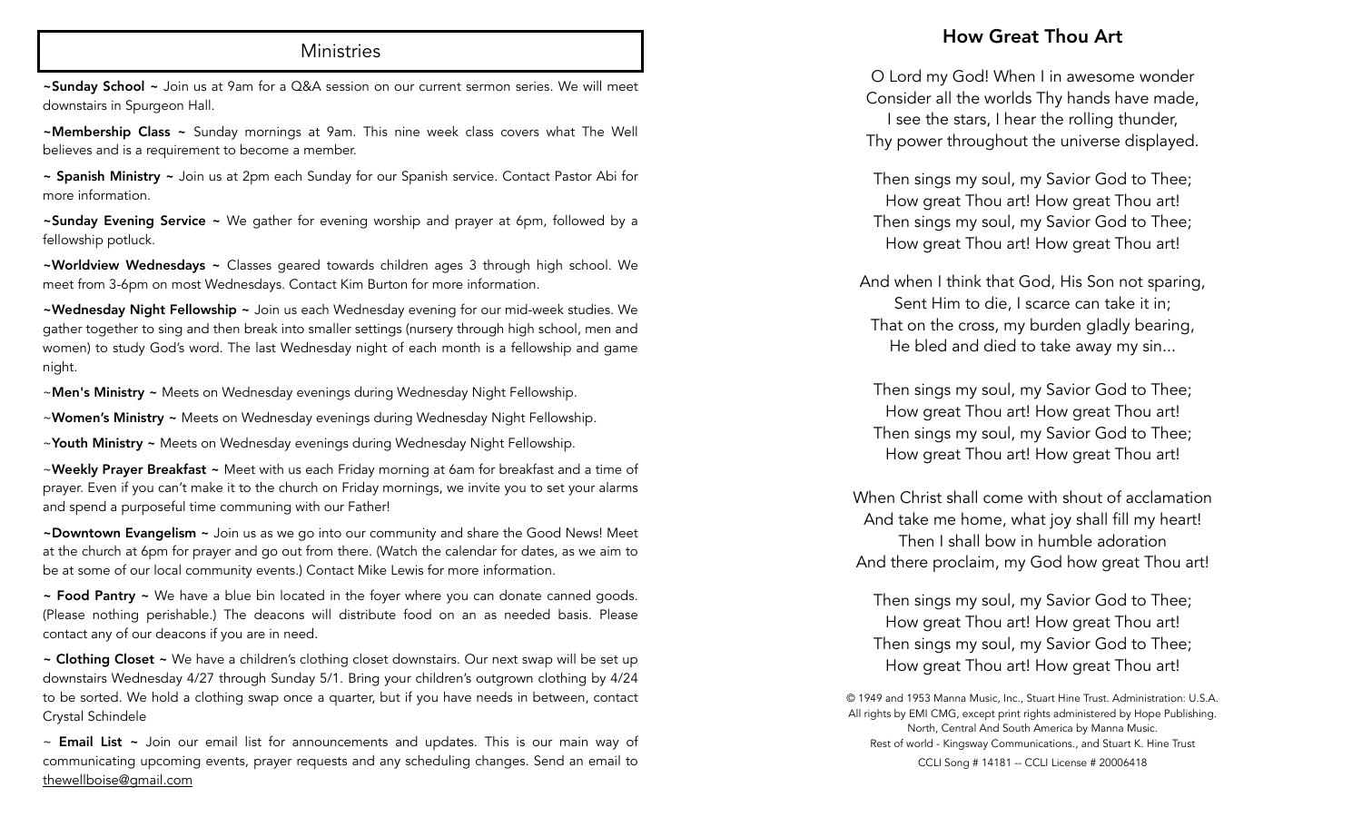## Ministries

**~Sunday School ~** Join us at 9am for a Q&A session on our current sermon series. We will meet downstairs in Spurgeon Hall.

**~Membership Class ~** Sunday mornings at 9am. This nine week class covers what The Well believes and is a requirement to become a member.

**~ Spanish Ministry ~** Join us at 2pm each Sunday for our Spanish service. Contact Pastor Abi for more information.

**~Sunday Evening Service ~** We gather for evening worship and prayer at 6pm, followed by a fellowship potluck.

**~Worldview Wednesdays ~** Classes geared towards children ages 3 through high school. We meet from 3-6pm on most Wednesdays. Contact Kim Burton for more information.

**~Wednesday Night Fellowship ~** Join us each Wednesday evening for our mid-week studies. We gather together to sing and then break into smaller settings (nursery through high school, men and women) to study God's word. The last Wednesday night of each month is a fellowship and game night.

~**Men's Ministry ~** Meets on Wednesday evenings during Wednesday Night Fellowship.

~**Women's Ministry ~** Meets on Wednesday evenings during Wednesday Night Fellowship.

~**Youth Ministry ~** Meets on Wednesday evenings during Wednesday Night Fellowship.

~**Weekly Prayer Breakfast ~** Meet with us each Friday morning at 6am for breakfast and a time of prayer. Even if you can't make it to the church on Friday mornings, we invite you to set your alarms and spend a purposeful time communing with our Father!

**~Downtown Evangelism ~** Join us as we go into our community and share the Good News! Meet at the church at 6pm for prayer and go out from there. (Watch the calendar for dates, as we aim to be at some of our local community events.) Contact Mike Lewis for more information.

**~ Food Pantry ~** We have a blue bin located in the foyer where you can donate canned goods. (Please nothing perishable.) The deacons will distribute food on an as needed basis. Please contact any of our deacons if you are in need.

**~ Clothing Closet ~** We have a children's clothing closet downstairs. Our next swap will be set up downstairs Wednesday 4/27 through Sunday 5/1. Bring your children's outgrown clothing by 4/24 to be sorted. We hold a clothing swap once a quarter, but if you have needs in between, contact Crystal Schindele

~ **Email List ~** Join our email list for announcements and updates. This is our main way of communicating upcoming events, prayer requests and any scheduling changes. Send an email to thewellboise@gmail.com

## How Great Thou Art

O Lord my God! When I in awesome wonder
Consider all the worlds Thy hands have made,
I see the stars, I hear the rolling thunder,
Thy power throughout the universe displayed.

Then sings my soul, my Savior God to Thee;
How great Thou art! How great Thou art!
Then sings my soul, my Savior God to Thee;
How great Thou art! How great Thou art!

And when I think that God, His Son not sparing,
Sent Him to die, I scarce can take it in;
That on the cross, my burden gladly bearing,
He bled and died to take away my sin...

Then sings my soul, my Savior God to Thee;
How great Thou art! How great Thou art!
Then sings my soul, my Savior God to Thee;
How great Thou art! How great Thou art!

When Christ shall come with shout of acclamation
And take me home, what joy shall fill my heart!
Then I shall bow in humble adoration
And there proclaim, my God how great Thou art!

Then sings my soul, my Savior God to Thee;
How great Thou art! How great Thou art!
Then sings my soul, my Savior God to Thee;
How great Thou art! How great Thou art!

© 1949 and 1953 Manna Music, Inc., Stuart Hine Trust. Administration: U.S.A.
All rights by EMI CMG, except print rights administered by Hope Publishing.
North, Central And South America by Manna Music.
Rest of world - Kingsway Communications., and Stuart K. Hine Trust

CCLI Song # 14181 -- CCLI License # 20006418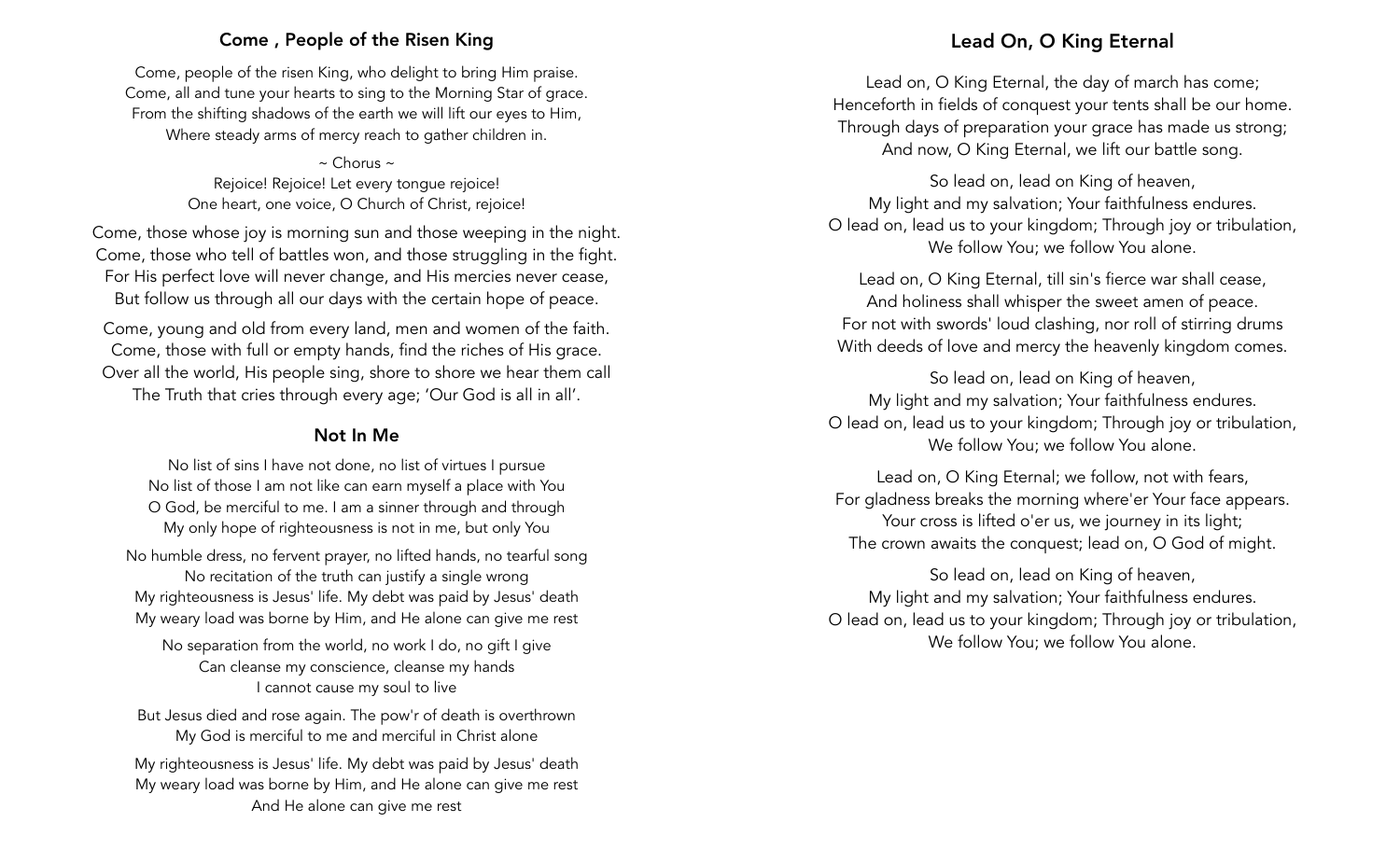## Come , People of the Risen King

Come, people of the risen King, who delight to bring Him praise.
Come, all and tune your hearts to sing to the Morning Star of grace.
From the shifting shadows of the earth we will lift our eyes to Him,
Where steady arms of mercy reach to gather children in.

~ Chorus ~
Rejoice! Rejoice! Let every tongue rejoice!
One heart, one voice, O Church of Christ, rejoice!

Come, those whose joy is morning sun and those weeping in the night.
Come, those who tell of battles won, and those struggling in the fight.
For His perfect love will never change, and His mercies never cease,
But follow us through all our days with the certain hope of peace.

Come, young and old from every land, men and women of the faith.
Come, those with full or empty hands, find the riches of His grace.
Over all the world, His people sing, shore to shore we hear them call
The Truth that cries through every age; 'Our God is all in all'.

## Not In Me

No list of sins I have not done, no list of virtues I pursue
No list of those I am not like can earn myself a place with You
O God, be merciful to me. I am a sinner through and through
My only hope of righteousness is not in me, but only You

No humble dress, no fervent prayer, no lifted hands, no tearful song
No recitation of the truth can justify a single wrong
My righteousness is Jesus' life. My debt was paid by Jesus' death
My weary load was borne by Him, and He alone can give me rest

No separation from the world, no work I do, no gift I give
Can cleanse my conscience, cleanse my hands
I cannot cause my soul to live

But Jesus died and rose again. The pow'r of death is overthrown
My God is merciful to me and merciful in Christ alone

My righteousness is Jesus' life. My debt was paid by Jesus' death
My weary load was borne by Him, and He alone can give me rest
And He alone can give me rest

## Lead On, O King Eternal

Lead on, O King Eternal, the day of march has come;
Henceforth in fields of conquest your tents shall be our home.
Through days of preparation your grace has made us strong;
And now, O King Eternal, we lift our battle song.

So lead on, lead on King of heaven,
My light and my salvation; Your faithfulness endures.
O lead on, lead us to your kingdom; Through joy or tribulation,
We follow You; we follow You alone.

Lead on, O King Eternal, till sin's fierce war shall cease,
And holiness shall whisper the sweet amen of peace.
For not with swords' loud clashing, nor roll of stirring drums
With deeds of love and mercy the heavenly kingdom comes.

So lead on, lead on King of heaven,
My light and my salvation; Your faithfulness endures.
O lead on, lead us to your kingdom; Through joy or tribulation,
We follow You; we follow You alone.

Lead on, O King Eternal; we follow, not with fears,
For gladness breaks the morning where'er Your face appears.
Your cross is lifted o'er us, we journey in its light;
The crown awaits the conquest; lead on, O God of might.

So lead on, lead on King of heaven,
My light and my salvation; Your faithfulness endures.
O lead on, lead us to your kingdom; Through joy or tribulation,
We follow You; we follow You alone.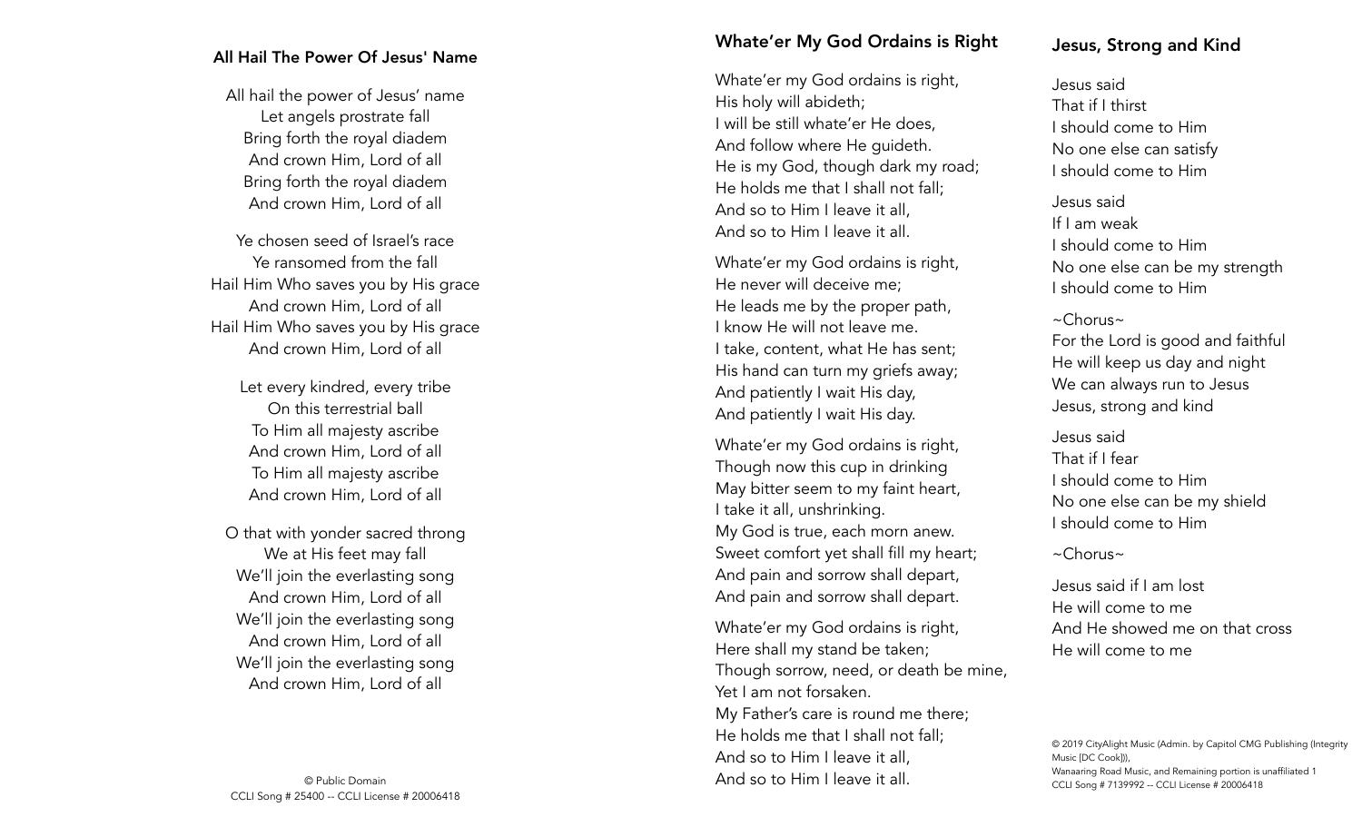## All Hail The Power Of Jesus' Name

All hail the power of Jesus' name
Let angels prostrate fall
Bring forth the royal diadem
And crown Him, Lord of all
Bring forth the royal diadem
And crown Him, Lord of all

Ye chosen seed of Israel's race
Ye ransomed from the fall
Hail Him Who saves you by His grace
And crown Him, Lord of all
Hail Him Who saves you by His grace
And crown Him, Lord of all

Let every kindred, every tribe
On this terrestrial ball
To Him all majesty ascribe
And crown Him, Lord of all
To Him all majesty ascribe
And crown Him, Lord of all

O that with yonder sacred throng
We at His feet may fall
We'll join the everlasting song
And crown Him, Lord of all
We'll join the everlasting song
And crown Him, Lord of all
We'll join the everlasting song
And crown Him, Lord of all

© Public Domain
CCLI Song # 25400 -- CCLI License # 20006418

## Whate'er My God Ordains is Right

Whate'er my God ordains is right,
His holy will abideth;
I will be still whate'er He does,
And follow where He guideth.
He is my God, though dark my road;
He holds me that I shall not fall;
And so to Him I leave it all,
And so to Him I leave it all.

Whate'er my God ordains is right,
He never will deceive me;
He leads me by the proper path,
I know He will not leave me.
I take, content, what He has sent;
His hand can turn my griefs away;
And patiently I wait His day,
And patiently I wait His day.

Whate'er my God ordains is right,
Though now this cup in drinking
May bitter seem to my faint heart,
I take it all, unshrinking.
My God is true, each morn anew.
Sweet comfort yet shall fill my heart;
And pain and sorrow shall depart,
And pain and sorrow shall depart.

Whate'er my God ordains is right,
Here shall my stand be taken;
Though sorrow, need, or death be mine,
Yet I am not forsaken.
My Father's care is round me there;
He holds me that I shall not fall;
And so to Him I leave it all,
And so to Him I leave it all.

## Jesus, Strong and Kind

Jesus said
That if I thirst
I should come to Him
No one else can satisfy
I should come to Him

Jesus said
If I am weak
I should come to Him
No one else can be my strength
I should come to Him

~Chorus~
For the Lord is good and faithful
He will keep us day and night
We can always run to Jesus
Jesus, strong and kind

Jesus said
That if I fear
I should come to Him
No one else can be my shield
I should come to Him

~Chorus~

Jesus said if I am lost
He will come to me
And He showed me on that cross
He will come to me

© 2019 CityAlight Music (Admin. by Capitol CMG Publishing (Integrity Music [DC Cook])),
Wanaaring Road Music, and Remaining portion is unaffiliated 1
CCLI Song # 7139992 -- CCLI License # 20006418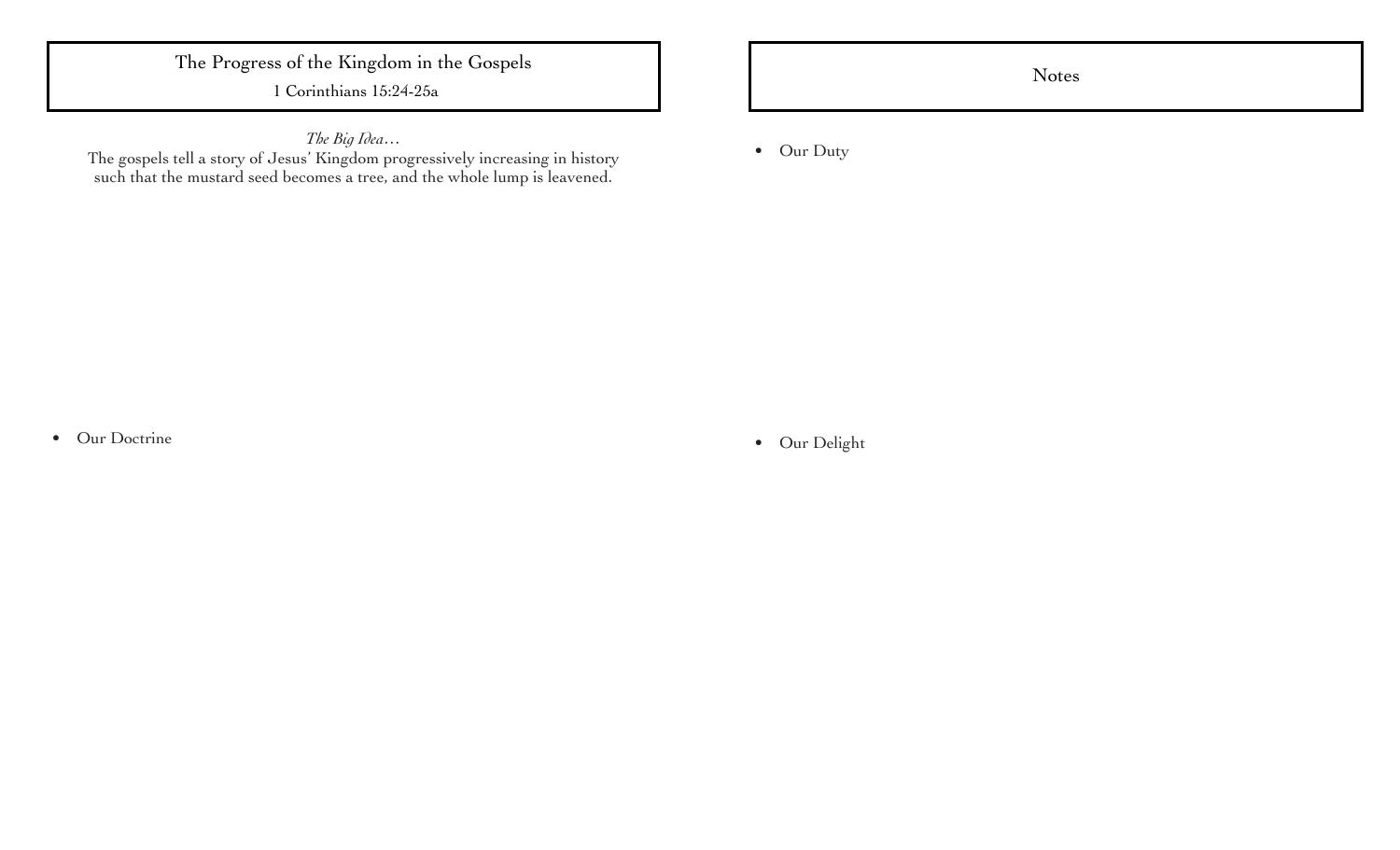# The Progress of the Kingdom in the Gospels

1 Corinthians 15:24-25a

*The Big Idea…*

The gospels tell a story of Jesus' Kingdom progressively increasing in history such that the mustard seed becomes a tree, and the whole lump is leavened.

- Our Doctrine

## Notes

- Our Duty

- Our Delight